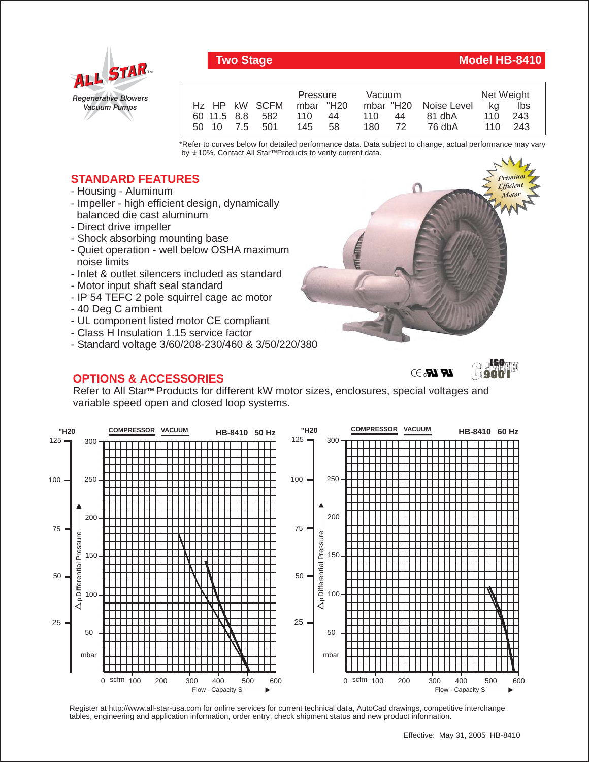**ALL STAR™**
*Regenerative Blowers*
*Vacuum Pumps*

## Two Stage — Model HB-8410

| Hz | HP | kW | SCFM | Pressure mbar | Pressure "H20 | Vacuum mbar | Vacuum "H20 | Noise Level | Net Weight kg | Net Weight lbs |
|---|---|---|---|---|---|---|---|---|---|---|
| 60 | 11.5 | 8.8 | 582 | 110 | 44 | 110 | 44 | 81 dbA | 110 | 243 |
| 50 | 10 | 7.5 | 501 | 145 | 58 | 180 | 72 | 76 dbA | 110 | 243 |

*Refer to curves below for detailed performance data. Data subject to change, actual performance may vary by ±10%. Contact All Star™ Products to verify current data.

*Premium Efficient Motor*

## STANDARD FEATURES

- Housing - Aluminum
- Impeller - high efficient design, dynamically balanced die cast aluminum
- Direct drive impeller
- Shock absorbing mounting base
- Quiet operation - well below OSHA maximum noise limits
- Inlet & outlet silencers included as standard
- Motor input shaft seal standard
- IP 54 TEFC 2 pole squirrel cage ac motor
- 40 Deg C ambient
- UL component listed motor CE compliant
- Class H Insulation 1.15 service factor
- Standard voltage 3/60/208-230/460 & 3/50/220/380

## OPTIONS & ACCESSORIES

Refer to All Star™ Products for different kW motor sizes, enclosures, special voltages and variable speed open and closed loop systems.

**HB-8410 50 Hz** — COMPRESSOR / VACUUM

Δp Differential Pressure ("H20: 25, 50, 75, 100, 125; mbar: 50, 100, 150, 200, 250, 300)

Flow - Capacity S (scfm: 0, 100, 200, 300, 400, 500, 600)

**HB-8410 60 Hz** — COMPRESSOR / VACUUM

Δp Differential Pressure ("H20: 25, 50, 75, 100, 125; mbar: 50, 100, 150, 200, 250, 300)

Flow - Capacity S (scfm: 0, 100, 200, 300, 400, 500, 600)

Register at http://www.all-star-usa.com for online services for current technical data, AutoCad drawings, competitive interchange tables, engineering and application information, order entry, check shipment status and new product information.

Effective: May 31, 2005 HB-8410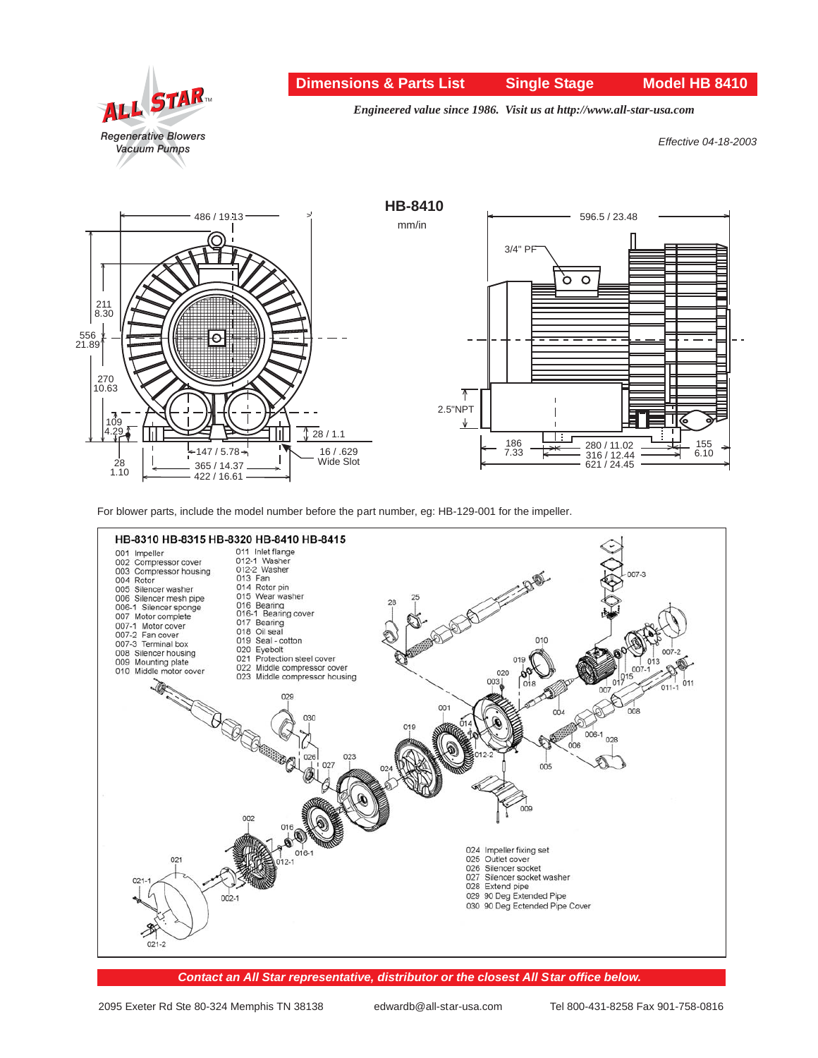ALL STAR™
*Regenerative Blowers*
*Vacuum Pumps*

**Dimensions & Parts List** **Single Stage** **Model HB 8410**

***Engineered value since 1986. Visit us at http://www.all-star-usa.com***

*Effective 04-18-2003*

**HB-8410**

mm/in

486 / 19.13

211
8.30

556
21.89

270
10.63

109
4.29

28
1.10

28 / 1.1

147 / 5.78

365 / 14.37

422 / 16.61

16 / .629
Wide Slot

596.5 / 23.48

3/4" PF

2.5"NPT

186
7.33

280 / 11.02

316 / 12.44

621 / 24.45

155
6.10

For blower parts, include the model number before the part number, eg: HB-129-001 for the impeller.

**HB-8310 HB-8315 HB-8320 HB-8410 HB-8415**

- 001 Impeller
- 002 Compressor cover
- 003 Compressor housing
- 004 Rotor
- 005 Silencer washer
- 006 Silencer mesh pipe
- 006-1 Silencer sponge
- 007 Motor complete
- 007-1 Motor cover
- 007-2 Fan cover
- 007-3 Terminal box
- 008 Silencer housing
- 009 Mounting plate
- 010 Middle motor cover
- 011 Inlet flange
- 012-1 Washer
- 012-2 Washer
- 013 Fan
- 014 Rotor pin
- 015 Wear washer
- 016 Bearing
- 016-1 Bearing cover
- 017 Bearing
- 018 Oil seal
- 019 Seal - cotton
- 020 Eyebolt
- 021 Protection steel cover
- 022 Middle compressor cover
- 023 Middle compressor housing
- 024 Impeller fixing set
- 025 Outlet cover
- 026 Silencer socket
- 027 Silencer socket washer
- 028 Extend pipe
- 029 90 Deg Extended Pipe
- 030 90 Deg Ectended Pipe Cover

***Contact an All Star representative, distributor or the closest All Star office below.***

2095 Exeter Rd Ste 80-324 Memphis TN 38138     edwardb@all-star-usa.com     Tel 800-431-8258 Fax 901-758-0816